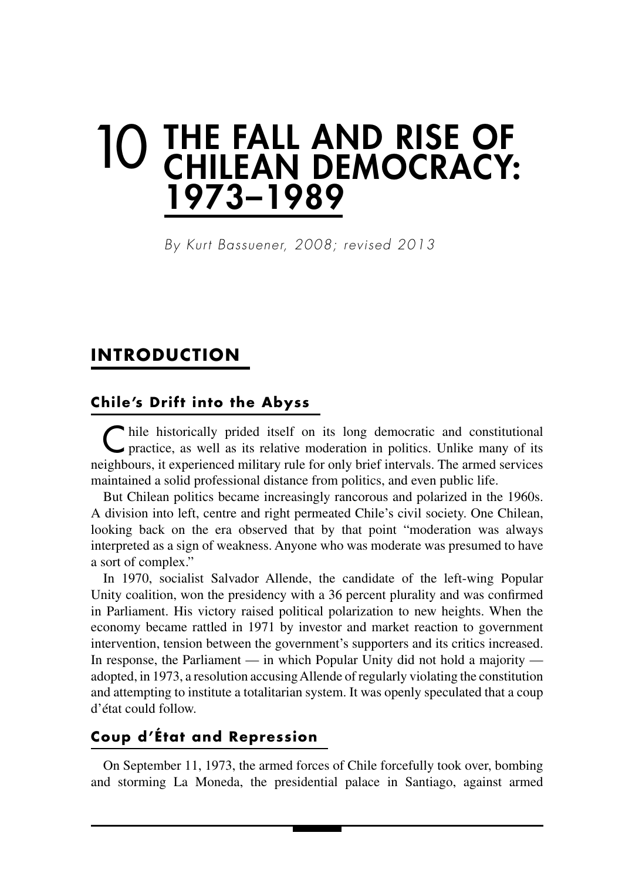# 10 THE FALL AND RISE OF CHILEAN DEMOCRACY: 1973–1989

*By Kurt Bassuener, 2008; revised 2013*

## INTRODUCTION

### Chile's Drift into the Abyss

Chile historically prided itself on its long democratic and constitutional practice, as well as its relative moderation in politics. Unlike many of its neighbours, it experienced military rule for only brief intervals. The armed services maintained a solid professional distance from politics, and even public life.

But Chilean politics became increasingly rancorous and polarized in the 1960s. A division into left, centre and right permeated Chile's civil society. One Chilean, looking back on the era observed that by that point "moderation was always interpreted as a sign of weakness. Anyone who was moderate was presumed to have a sort of complex."

In 1970, socialist Salvador Allende, the candidate of the left-wing Popular Unity coalition, won the presidency with a 36 percent plurality and was confirmed in Parliament. His victory raised political polarization to new heights. When the economy became rattled in 1971 by investor and market reaction to government intervention, tension between the government's supporters and its critics increased. In response, the Parliament — in which Popular Unity did not hold a majority — adopted, in 1973, a resolution accusing Allende of regularly violating the constitution and attempting to institute a totalitarian system. It was openly speculated that a coup d'état could follow.

### Coup d'État and Repression

On September 11, 1973, the armed forces of Chile forcefully took over, bombing and storming La Moneda, the presidential palace in Santiago, against armed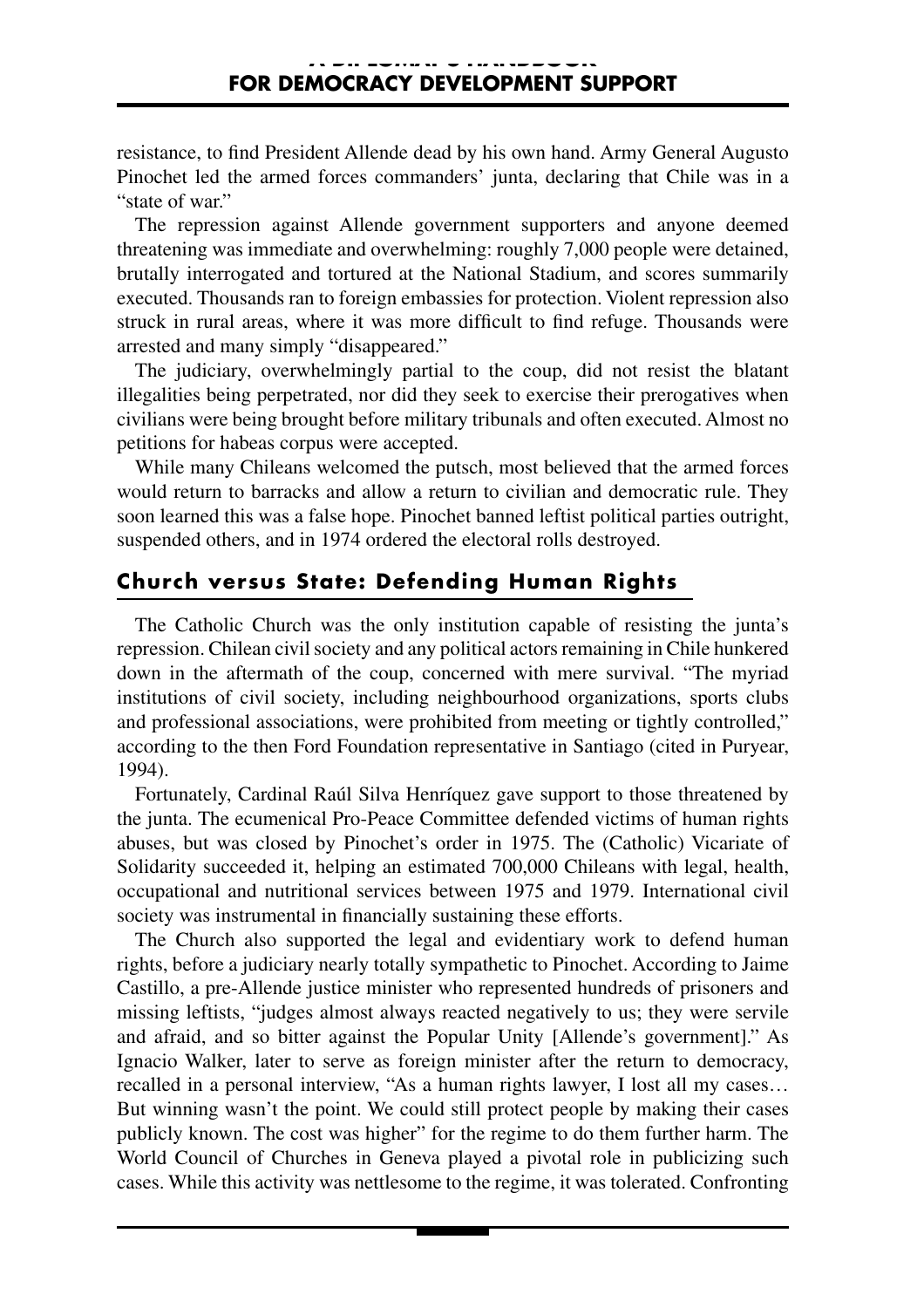resistance, to find President Allende dead by his own hand. Army General Augusto Pinochet led the armed forces commanders' junta, declaring that Chile was in a "state of war."

The repression against Allende government supporters and anyone deemed threatening was immediate and overwhelming: roughly 7,000 people were detained, brutally interrogated and tortured at the National Stadium, and scores summarily executed. Thousands ran to foreign embassies for protection. Violent repression also struck in rural areas, where it was more difficult to find refuge. Thousands were arrested and many simply "disappeared."

The judiciary, overwhelmingly partial to the coup, did not resist the blatant illegalities being perpetrated, nor did they seek to exercise their prerogatives when civilians were being brought before military tribunals and often executed. Almost no petitions for habeas corpus were accepted.

While many Chileans welcomed the putsch, most believed that the armed forces would return to barracks and allow a return to civilian and democratic rule. They soon learned this was a false hope. Pinochet banned leftist political parties outright, suspended others, and in 1974 ordered the electoral rolls destroyed.

## Church versus State: Defending Human Rights

The Catholic Church was the only institution capable of resisting the junta's repression. Chilean civil society and any political actors remaining in Chile hunkered down in the aftermath of the coup, concerned with mere survival. "The myriad institutions of civil society, including neighbourhood organizations, sports clubs and professional associations, were prohibited from meeting or tightly controlled," according to the then Ford Foundation representative in Santiago (cited in Puryear, 1994).

Fortunately, Cardinal Raúl Silva Henríquez gave support to those threatened by the junta. The ecumenical Pro-Peace Committee defended victims of human rights abuses, but was closed by Pinochet's order in 1975. The (Catholic) Vicariate of Solidarity succeeded it, helping an estimated 700,000 Chileans with legal, health, occupational and nutritional services between 1975 and 1979. International civil society was instrumental in financially sustaining these efforts.

The Church also supported the legal and evidentiary work to defend human rights, before a judiciary nearly totally sympathetic to Pinochet. According to Jaime Castillo, a pre-Allende justice minister who represented hundreds of prisoners and missing leftists, "judges almost always reacted negatively to us; they were servile and afraid, and so bitter against the Popular Unity [Allende's government]." As Ignacio Walker, later to serve as foreign minister after the return to democracy, recalled in a personal interview, "As a human rights lawyer, I lost all my cases… But winning wasn't the point. We could still protect people by making their cases publicly known. The cost was higher" for the regime to do them further harm. The World Council of Churches in Geneva played a pivotal role in publicizing such cases. While this activity was nettlesome to the regime, it was tolerated. Confronting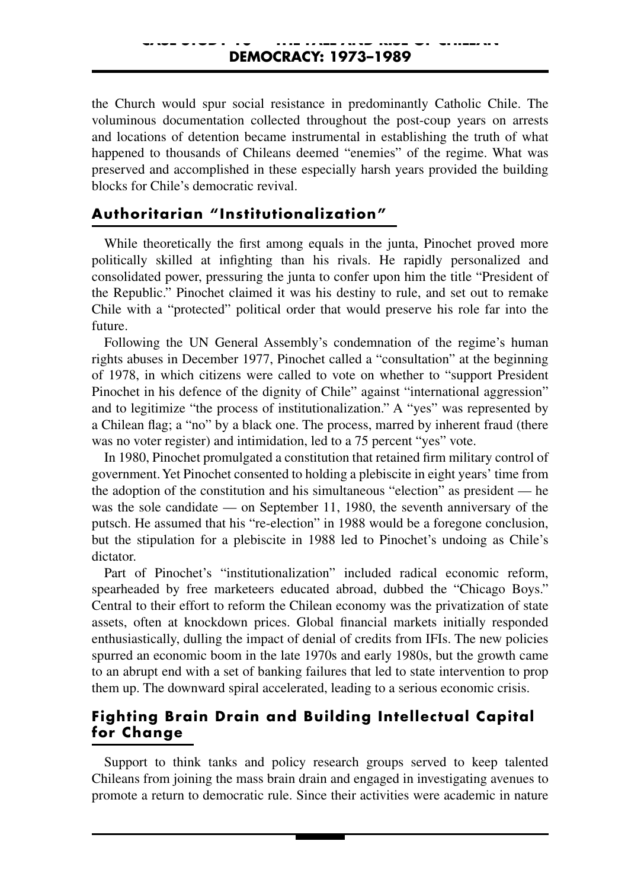the Church would spur social resistance in predominantly Catholic Chile. The voluminous documentation collected throughout the post-coup years on arrests and locations of detention became instrumental in establishing the truth of what happened to thousands of Chileans deemed "enemies" of the regime. What was preserved and accomplished in these especially harsh years provided the building blocks for Chile's democratic revival.

## Authoritarian "Institutionalization"

While theoretically the first among equals in the junta, Pinochet proved more politically skilled at infighting than his rivals. He rapidly personalized and consolidated power, pressuring the junta to confer upon him the title "President of the Republic." Pinochet claimed it was his destiny to rule, and set out to remake Chile with a "protected" political order that would preserve his role far into the future.

Following the UN General Assembly's condemnation of the regime's human rights abuses in December 1977, Pinochet called a "consultation" at the beginning of 1978, in which citizens were called to vote on whether to "support President Pinochet in his defence of the dignity of Chile" against "international aggression" and to legitimize "the process of institutionalization." A "yes" was represented by a Chilean flag; a "no" by a black one. The process, marred by inherent fraud (there was no voter register) and intimidation, led to a 75 percent "yes" vote.

In 1980, Pinochet promulgated a constitution that retained firm military control of government. Yet Pinochet consented to holding a plebiscite in eight years' time from the adoption of the constitution and his simultaneous "election" as president — he was the sole candidate — on September 11, 1980, the seventh anniversary of the putsch. He assumed that his "re-election" in 1988 would be a foregone conclusion, but the stipulation for a plebiscite in 1988 led to Pinochet's undoing as Chile's dictator.

Part of Pinochet's "institutionalization" included radical economic reform, spearheaded by free marketeers educated abroad, dubbed the "Chicago Boys." Central to their effort to reform the Chilean economy was the privatization of state assets, often at knockdown prices. Global financial markets initially responded enthusiastically, dulling the impact of denial of credits from IFIs. The new policies spurred an economic boom in the late 1970s and early 1980s, but the growth came to an abrupt end with a set of banking failures that led to state intervention to prop them up. The downward spiral accelerated, leading to a serious economic crisis.

## Fighting Brain Drain and Building Intellectual Capital for Change

Support to think tanks and policy research groups served to keep talented Chileans from joining the mass brain drain and engaged in investigating avenues to promote a return to democratic rule. Since their activities were academic in nature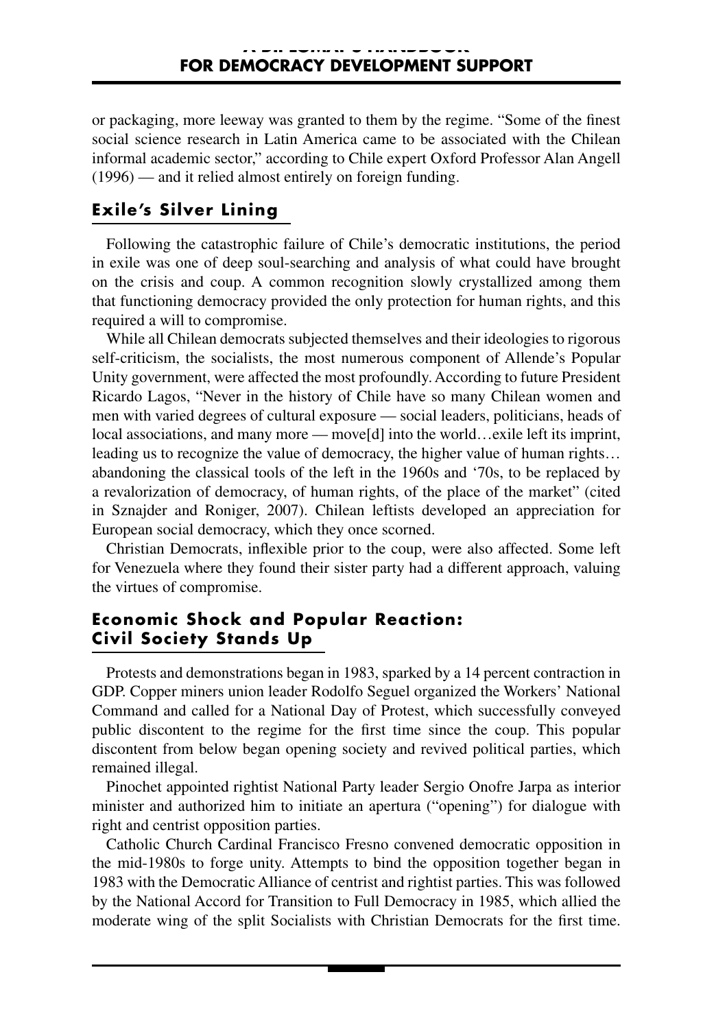or packaging, more leeway was granted to them by the regime. "Some of the finest social science research in Latin America came to be associated with the Chilean informal academic sector," according to Chile expert Oxford Professor Alan Angell (1996) — and it relied almost entirely on foreign funding.

## Exile's Silver Lining

Following the catastrophic failure of Chile's democratic institutions, the period in exile was one of deep soul-searching and analysis of what could have brought on the crisis and coup. A common recognition slowly crystallized among them that functioning democracy provided the only protection for human rights, and this required a will to compromise.

While all Chilean democrats subjected themselves and their ideologies to rigorous self-criticism, the socialists, the most numerous component of Allende's Popular Unity government, were affected the most profoundly. According to future President Ricardo Lagos, "Never in the history of Chile have so many Chilean women and men with varied degrees of cultural exposure — social leaders, politicians, heads of local associations, and many more — move[d] into the world…exile left its imprint, leading us to recognize the value of democracy, the higher value of human rights… abandoning the classical tools of the left in the 1960s and '70s, to be replaced by a revalorization of democracy, of human rights, of the place of the market" (cited in Sznajder and Roniger, 2007). Chilean leftists developed an appreciation for European social democracy, which they once scorned.

Christian Democrats, inflexible prior to the coup, were also affected. Some left for Venezuela where they found their sister party had a different approach, valuing the virtues of compromise.

## Economic Shock and Popular Reaction: Civil Society Stands Up

Protests and demonstrations began in 1983, sparked by a 14 percent contraction in GDP. Copper miners union leader Rodolfo Seguel organized the Workers' National Command and called for a National Day of Protest, which successfully conveyed public discontent to the regime for the first time since the coup. This popular discontent from below began opening society and revived political parties, which remained illegal.

Pinochet appointed rightist National Party leader Sergio Onofre Jarpa as interior minister and authorized him to initiate an apertura ("opening") for dialogue with right and centrist opposition parties.

Catholic Church Cardinal Francisco Fresno convened democratic opposition in the mid-1980s to forge unity. Attempts to bind the opposition together began in 1983 with the Democratic Alliance of centrist and rightist parties. This was followed by the National Accord for Transition to Full Democracy in 1985, which allied the moderate wing of the split Socialists with Christian Democrats for the first time.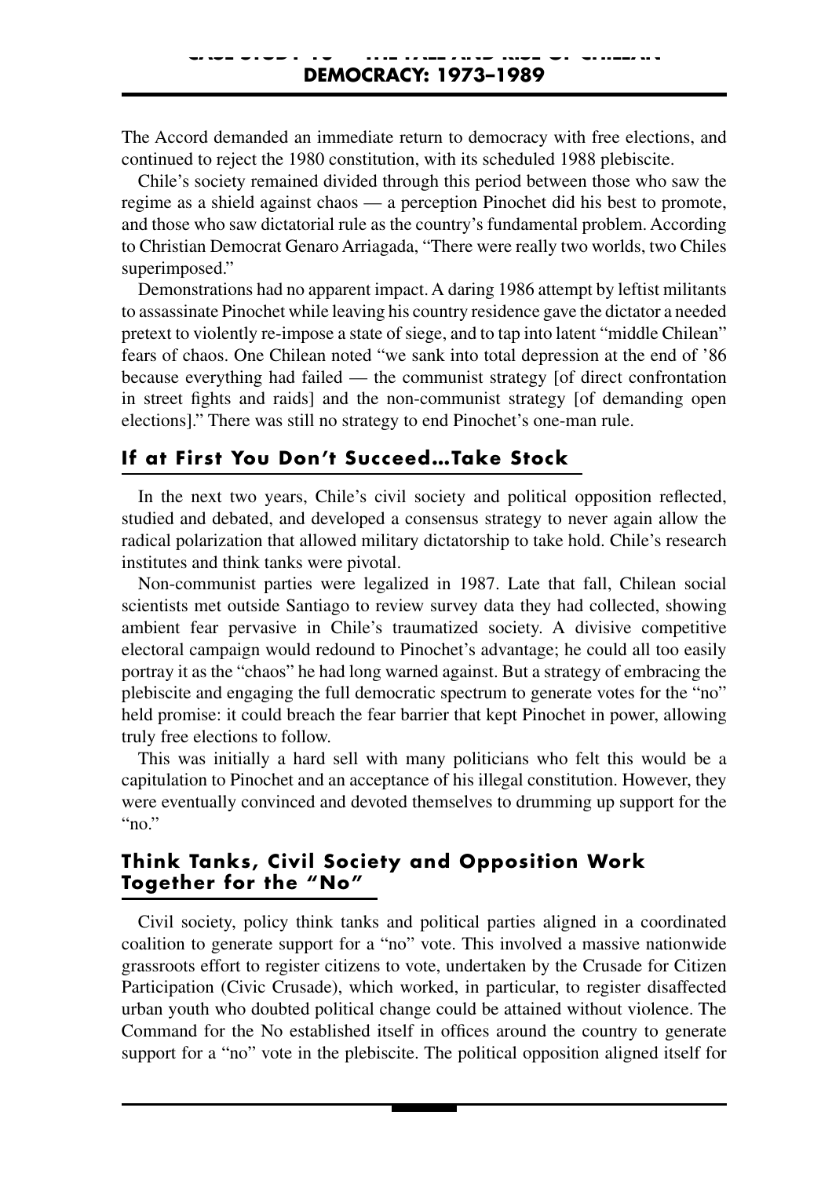The Accord demanded an immediate return to democracy with free elections, and continued to reject the 1980 constitution, with its scheduled 1988 plebiscite.

Chile's society remained divided through this period between those who saw the regime as a shield against chaos — a perception Pinochet did his best to promote, and those who saw dictatorial rule as the country's fundamental problem. According to Christian Democrat Genaro Arriagada, "There were really two worlds, two Chiles superimposed."

Demonstrations had no apparent impact. A daring 1986 attempt by leftist militants to assassinate Pinochet while leaving his country residence gave the dictator a needed pretext to violently re-impose a state of siege, and to tap into latent "middle Chilean" fears of chaos. One Chilean noted "we sank into total depression at the end of '86 because everything had failed — the communist strategy [of direct confrontation in street fights and raids] and the non-communist strategy [of demanding open elections]." There was still no strategy to end Pinochet's one-man rule.

## If at First You Don't Succeed…Take Stock

In the next two years, Chile's civil society and political opposition reflected, studied and debated, and developed a consensus strategy to never again allow the radical polarization that allowed military dictatorship to take hold. Chile's research institutes and think tanks were pivotal.

Non-communist parties were legalized in 1987. Late that fall, Chilean social scientists met outside Santiago to review survey data they had collected, showing ambient fear pervasive in Chile's traumatized society. A divisive competitive electoral campaign would redound to Pinochet's advantage; he could all too easily portray it as the "chaos" he had long warned against. But a strategy of embracing the plebiscite and engaging the full democratic spectrum to generate votes for the "no" held promise: it could breach the fear barrier that kept Pinochet in power, allowing truly free elections to follow.

This was initially a hard sell with many politicians who felt this would be a capitulation to Pinochet and an acceptance of his illegal constitution. However, they were eventually convinced and devoted themselves to drumming up support for the "no."

## Think Tanks, Civil Society and Opposition Work Together for the "No"

Civil society, policy think tanks and political parties aligned in a coordinated coalition to generate support for a "no" vote. This involved a massive nationwide grassroots effort to register citizens to vote, undertaken by the Crusade for Citizen Participation (Civic Crusade), which worked, in particular, to register disaffected urban youth who doubted political change could be attained without violence. The Command for the No established itself in offices around the country to generate support for a "no" vote in the plebiscite. The political opposition aligned itself for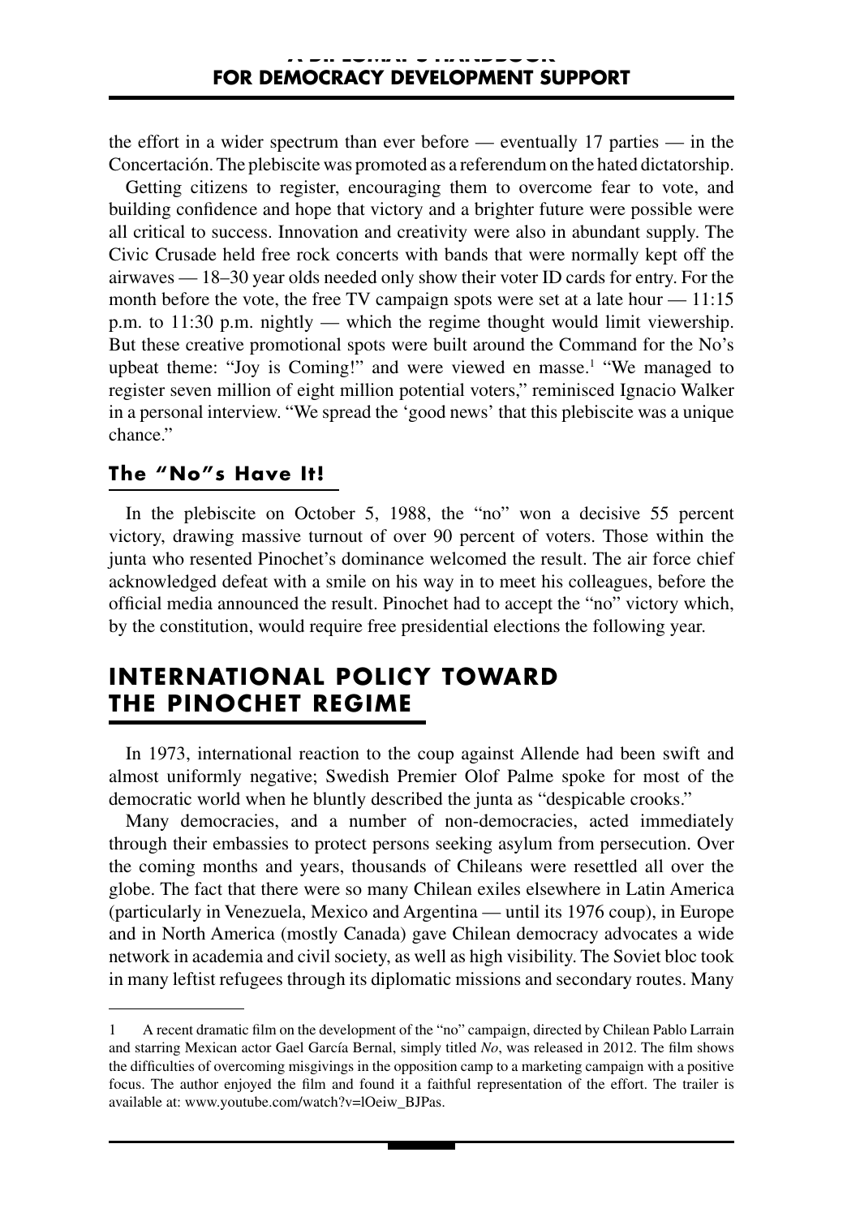the effort in a wider spectrum than ever before — eventually 17 parties — in the Concertación. The plebiscite was promoted as a referendum on the hated dictatorship.

Getting citizens to register, encouraging them to overcome fear to vote, and building confidence and hope that victory and a brighter future were possible were all critical to success. Innovation and creativity were also in abundant supply. The Civic Crusade held free rock concerts with bands that were normally kept off the airwaves — 18–30 year olds needed only show their voter ID cards for entry. For the month before the vote, the free TV campaign spots were set at a late hour — 11:15 p.m. to 11:30 p.m. nightly — which the regime thought would limit viewership. But these creative promotional spots were built around the Command for the No's upbeat theme: "Joy is Coming!" and were viewed en masse.[1] "We managed to register seven million of eight million potential voters," reminisced Ignacio Walker in a personal interview. "We spread the 'good news' that this plebiscite was a unique chance."

### The "No"s Have It!

In the plebiscite on October 5, 1988, the "no" won a decisive 55 percent victory, drawing massive turnout of over 90 percent of voters. Those within the junta who resented Pinochet's dominance welcomed the result. The air force chief acknowledged defeat with a smile on his way in to meet his colleagues, before the official media announced the result. Pinochet had to accept the "no" victory which, by the constitution, would require free presidential elections the following year.

## INTERNATIONAL POLICY TOWARD THE PINOCHET REGIME

In 1973, international reaction to the coup against Allende had been swift and almost uniformly negative; Swedish Premier Olof Palme spoke for most of the democratic world when he bluntly described the junta as "despicable crooks."

Many democracies, and a number of non-democracies, acted immediately through their embassies to protect persons seeking asylum from persecution. Over the coming months and years, thousands of Chileans were resettled all over the globe. The fact that there were so many Chilean exiles elsewhere in Latin America (particularly in Venezuela, Mexico and Argentina — until its 1976 coup), in Europe and in North America (mostly Canada) gave Chilean democracy advocates a wide network in academia and civil society, as well as high visibility. The Soviet bloc took in many leftist refugees through its diplomatic missions and secondary routes. Many

---

1 A recent dramatic film on the development of the "no" campaign, directed by Chilean Pablo Larrain and starring Mexican actor Gael García Bernal, simply titled *No*, was released in 2012. The film shows the difficulties of overcoming misgivings in the opposition camp to a marketing campaign with a positive focus. The author enjoyed the film and found it a faithful representation of the effort. The trailer is available at: www.youtube.com/watch?v=lOeiw_BJPas.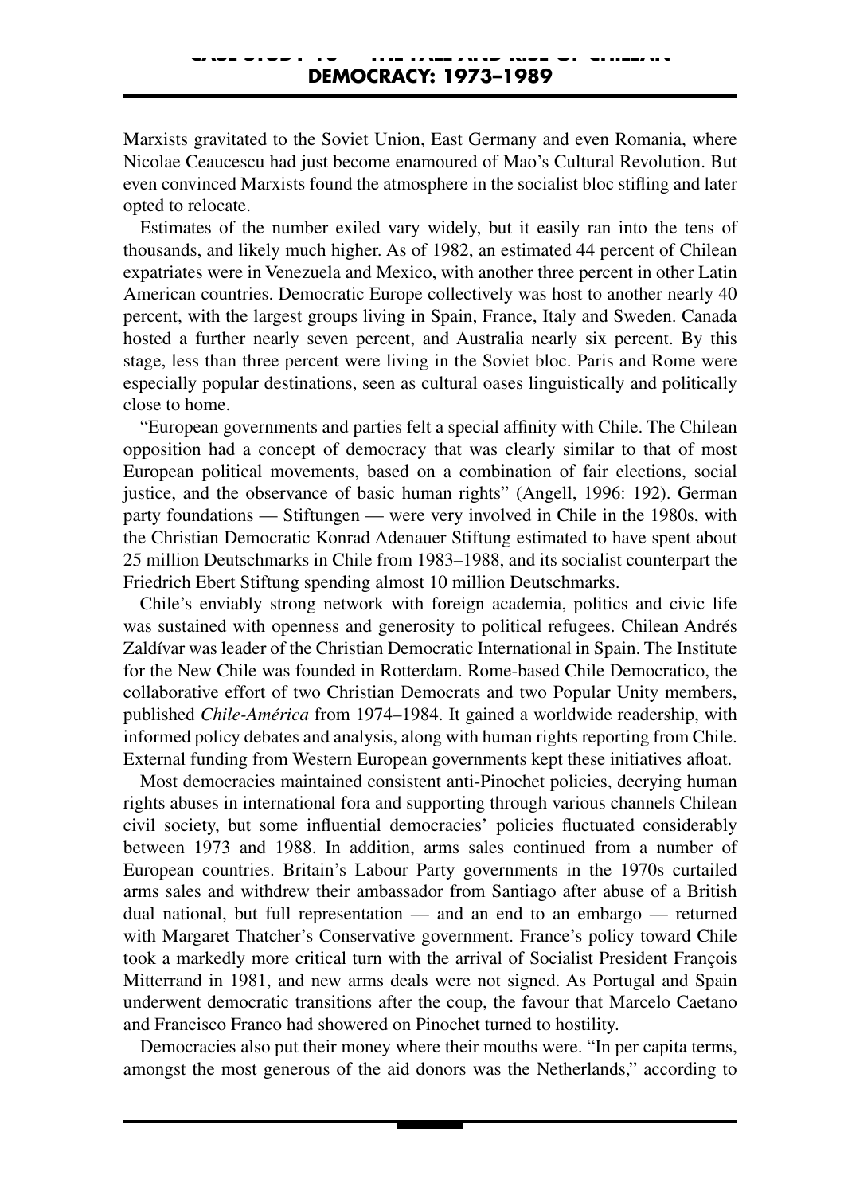Marxists gravitated to the Soviet Union, East Germany and even Romania, where Nicolae Ceaucescu had just become enamoured of Mao's Cultural Revolution. But even convinced Marxists found the atmosphere in the socialist bloc stifling and later opted to relocate.

Estimates of the number exiled vary widely, but it easily ran into the tens of thousands, and likely much higher. As of 1982, an estimated 44 percent of Chilean expatriates were in Venezuela and Mexico, with another three percent in other Latin American countries. Democratic Europe collectively was host to another nearly 40 percent, with the largest groups living in Spain, France, Italy and Sweden. Canada hosted a further nearly seven percent, and Australia nearly six percent. By this stage, less than three percent were living in the Soviet bloc. Paris and Rome were especially popular destinations, seen as cultural oases linguistically and politically close to home.

"European governments and parties felt a special affinity with Chile. The Chilean opposition had a concept of democracy that was clearly similar to that of most European political movements, based on a combination of fair elections, social justice, and the observance of basic human rights" (Angell, 1996: 192). German party foundations — Stiftungen — were very involved in Chile in the 1980s, with the Christian Democratic Konrad Adenauer Stiftung estimated to have spent about 25 million Deutschmarks in Chile from 1983–1988, and its socialist counterpart the Friedrich Ebert Stiftung spending almost 10 million Deutschmarks.

Chile's enviably strong network with foreign academia, politics and civic life was sustained with openness and generosity to political refugees. Chilean Andrés Zaldívar was leader of the Christian Democratic International in Spain. The Institute for the New Chile was founded in Rotterdam. Rome-based Chile Democratico, the collaborative effort of two Christian Democrats and two Popular Unity members, published *Chile-América* from 1974–1984. It gained a worldwide readership, with informed policy debates and analysis, along with human rights reporting from Chile. External funding from Western European governments kept these initiatives afloat.

Most democracies maintained consistent anti-Pinochet policies, decrying human rights abuses in international fora and supporting through various channels Chilean civil society, but some influential democracies' policies fluctuated considerably between 1973 and 1988. In addition, arms sales continued from a number of European countries. Britain's Labour Party governments in the 1970s curtailed arms sales and withdrew their ambassador from Santiago after abuse of a British dual national, but full representation — and an end to an embargo — returned with Margaret Thatcher's Conservative government. France's policy toward Chile took a markedly more critical turn with the arrival of Socialist President François Mitterrand in 1981, and new arms deals were not signed. As Portugal and Spain underwent democratic transitions after the coup, the favour that Marcelo Caetano and Francisco Franco had showered on Pinochet turned to hostility.

Democracies also put their money where their mouths were. "In per capita terms, amongst the most generous of the aid donors was the Netherlands," according to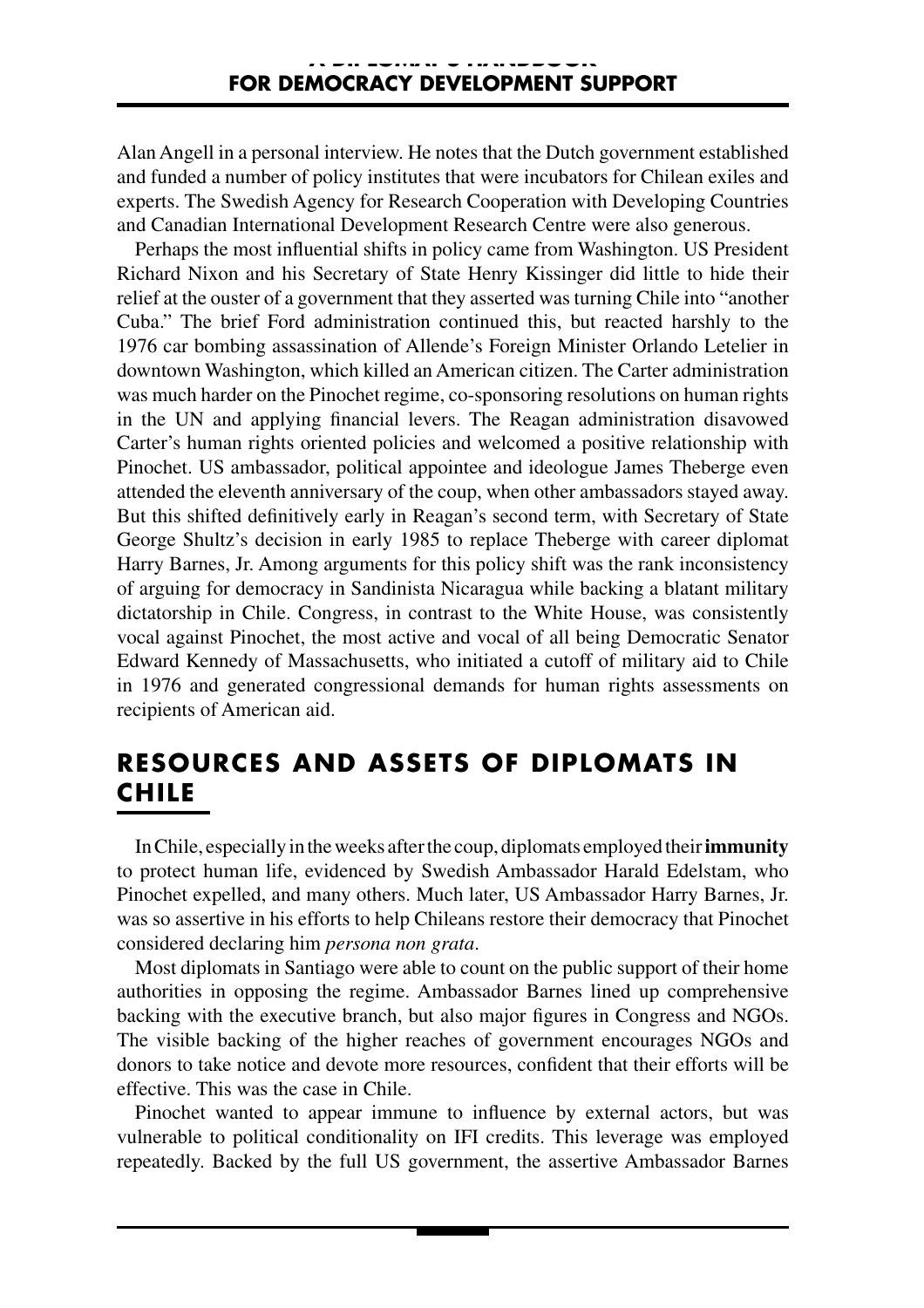Alan Angell in a personal interview. He notes that the Dutch government established and funded a number of policy institutes that were incubators for Chilean exiles and experts. The Swedish Agency for Research Cooperation with Developing Countries and Canadian International Development Research Centre were also generous.

Perhaps the most influential shifts in policy came from Washington. US President Richard Nixon and his Secretary of State Henry Kissinger did little to hide their relief at the ouster of a government that they asserted was turning Chile into "another Cuba." The brief Ford administration continued this, but reacted harshly to the 1976 car bombing assassination of Allende's Foreign Minister Orlando Letelier in downtown Washington, which killed an American citizen. The Carter administration was much harder on the Pinochet regime, co-sponsoring resolutions on human rights in the UN and applying financial levers. The Reagan administration disavowed Carter's human rights oriented policies and welcomed a positive relationship with Pinochet. US ambassador, political appointee and ideologue James Theberge even attended the eleventh anniversary of the coup, when other ambassadors stayed away. But this shifted definitively early in Reagan's second term, with Secretary of State George Shultz's decision in early 1985 to replace Theberge with career diplomat Harry Barnes, Jr. Among arguments for this policy shift was the rank inconsistency of arguing for democracy in Sandinista Nicaragua while backing a blatant military dictatorship in Chile. Congress, in contrast to the White House, was consistently vocal against Pinochet, the most active and vocal of all being Democratic Senator Edward Kennedy of Massachusetts, who initiated a cutoff of military aid to Chile in 1976 and generated congressional demands for human rights assessments on recipients of American aid.

## RESOURCES AND ASSETS OF DIPLOMATS IN CHILE

In Chile, especially in the weeks after the coup, diplomats employed their **immunity** to protect human life, evidenced by Swedish Ambassador Harald Edelstam, who Pinochet expelled, and many others. Much later, US Ambassador Harry Barnes, Jr. was so assertive in his efforts to help Chileans restore their democracy that Pinochet considered declaring him *persona non grata*.

Most diplomats in Santiago were able to count on the public support of their home authorities in opposing the regime. Ambassador Barnes lined up comprehensive backing with the executive branch, but also major figures in Congress and NGOs. The visible backing of the higher reaches of government encourages NGOs and donors to take notice and devote more resources, confident that their efforts will be effective. This was the case in Chile.

Pinochet wanted to appear immune to influence by external actors, but was vulnerable to political conditionality on IFI credits. This leverage was employed repeatedly. Backed by the full US government, the assertive Ambassador Barnes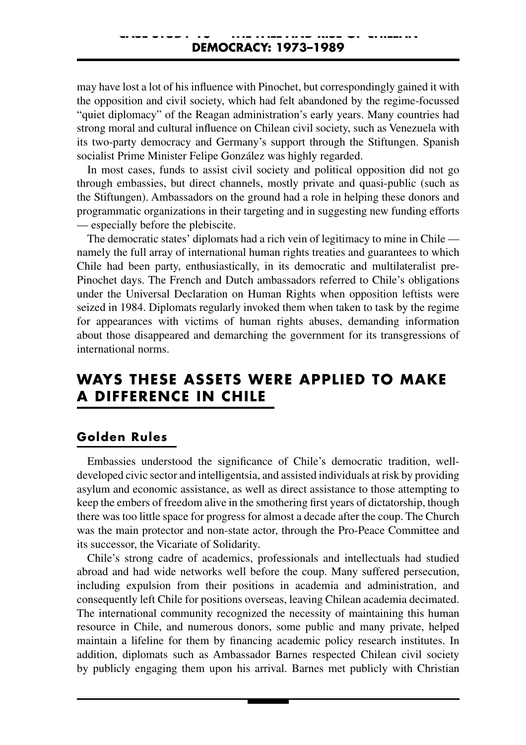may have lost a lot of his influence with Pinochet, but correspondingly gained it with the opposition and civil society, which had felt abandoned by the regime-focussed "quiet diplomacy" of the Reagan administration's early years. Many countries had strong moral and cultural influence on Chilean civil society, such as Venezuela with its two-party democracy and Germany's support through the Stiftungen. Spanish socialist Prime Minister Felipe González was highly regarded.

In most cases, funds to assist civil society and political opposition did not go through embassies, but direct channels, mostly private and quasi-public (such as the Stiftungen). Ambassadors on the ground had a role in helping these donors and programmatic organizations in their targeting and in suggesting new funding efforts — especially before the plebiscite.

The democratic states' diplomats had a rich vein of legitimacy to mine in Chile — namely the full array of international human rights treaties and guarantees to which Chile had been party, enthusiastically, in its democratic and multilateralist pre-Pinochet days. The French and Dutch ambassadors referred to Chile's obligations under the Universal Declaration on Human Rights when opposition leftists were seized in 1984. Diplomats regularly invoked them when taken to task by the regime for appearances with victims of human rights abuses, demanding information about those disappeared and demarching the government for its transgressions of international norms.

## WAYS THESE ASSETS WERE APPLIED TO MAKE A DIFFERENCE IN CHILE

### Golden Rules

Embassies understood the significance of Chile's democratic tradition, well-developed civic sector and intelligentsia, and assisted individuals at risk by providing asylum and economic assistance, as well as direct assistance to those attempting to keep the embers of freedom alive in the smothering first years of dictatorship, though there was too little space for progress for almost a decade after the coup. The Church was the main protector and non-state actor, through the Pro-Peace Committee and its successor, the Vicariate of Solidarity.

Chile's strong cadre of academics, professionals and intellectuals had studied abroad and had wide networks well before the coup. Many suffered persecution, including expulsion from their positions in academia and administration, and consequently left Chile for positions overseas, leaving Chilean academia decimated. The international community recognized the necessity of maintaining this human resource in Chile, and numerous donors, some public and many private, helped maintain a lifeline for them by financing academic policy research institutes. In addition, diplomats such as Ambassador Barnes respected Chilean civil society by publicly engaging them upon his arrival. Barnes met publicly with Christian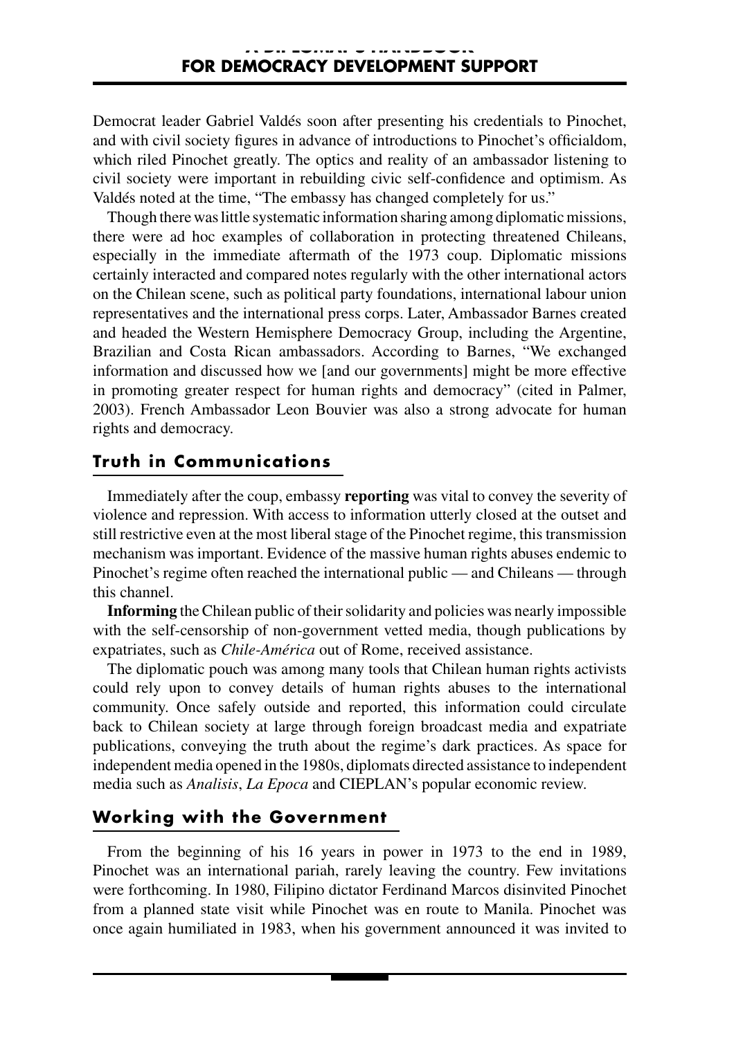Democrat leader Gabriel Valdés soon after presenting his credentials to Pinochet, and with civil society figures in advance of introductions to Pinochet's officialdom, which riled Pinochet greatly. The optics and reality of an ambassador listening to civil society were important in rebuilding civic self-confidence and optimism. As Valdés noted at the time, "The embassy has changed completely for us."

Though there was little systematic information sharing among diplomatic missions, there were ad hoc examples of collaboration in protecting threatened Chileans, especially in the immediate aftermath of the 1973 coup. Diplomatic missions certainly interacted and compared notes regularly with the other international actors on the Chilean scene, such as political party foundations, international labour union representatives and the international press corps. Later, Ambassador Barnes created and headed the Western Hemisphere Democracy Group, including the Argentine, Brazilian and Costa Rican ambassadors. According to Barnes, "We exchanged information and discussed how we [and our governments] might be more effective in promoting greater respect for human rights and democracy" (cited in Palmer, 2003). French Ambassador Leon Bouvier was also a strong advocate for human rights and democracy.

## Truth in Communications

Immediately after the coup, embassy **reporting** was vital to convey the severity of violence and repression. With access to information utterly closed at the outset and still restrictive even at the most liberal stage of the Pinochet regime, this transmission mechanism was important. Evidence of the massive human rights abuses endemic to Pinochet's regime often reached the international public — and Chileans — through this channel.

**Informing** the Chilean public of their solidarity and policies was nearly impossible with the self-censorship of non-government vetted media, though publications by expatriates, such as *Chile-América* out of Rome, received assistance.

The diplomatic pouch was among many tools that Chilean human rights activists could rely upon to convey details of human rights abuses to the international community. Once safely outside and reported, this information could circulate back to Chilean society at large through foreign broadcast media and expatriate publications, conveying the truth about the regime's dark practices. As space for independent media opened in the 1980s, diplomats directed assistance to independent media such as *Analisis*, *La Epoca* and CIEPLAN's popular economic review.

## Working with the Government

From the beginning of his 16 years in power in 1973 to the end in 1989, Pinochet was an international pariah, rarely leaving the country. Few invitations were forthcoming. In 1980, Filipino dictator Ferdinand Marcos disinvited Pinochet from a planned state visit while Pinochet was en route to Manila. Pinochet was once again humiliated in 1983, when his government announced it was invited to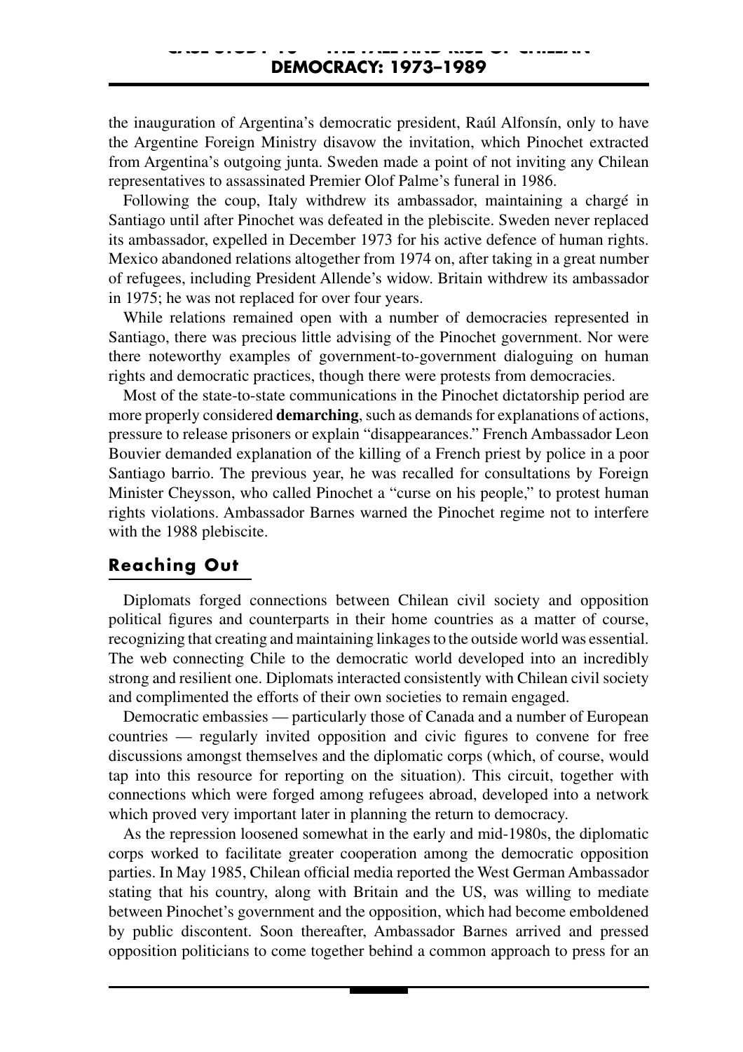the inauguration of Argentina's democratic president, Raúl Alfonsín, only to have the Argentine Foreign Ministry disavow the invitation, which Pinochet extracted from Argentina's outgoing junta. Sweden made a point of not inviting any Chilean representatives to assassinated Premier Olof Palme's funeral in 1986.

Following the coup, Italy withdrew its ambassador, maintaining a chargé in Santiago until after Pinochet was defeated in the plebiscite. Sweden never replaced its ambassador, expelled in December 1973 for his active defence of human rights. Mexico abandoned relations altogether from 1974 on, after taking in a great number of refugees, including President Allende's widow. Britain withdrew its ambassador in 1975; he was not replaced for over four years.

While relations remained open with a number of democracies represented in Santiago, there was precious little advising of the Pinochet government. Nor were there noteworthy examples of government-to-government dialoguing on human rights and democratic practices, though there were protests from democracies.

Most of the state-to-state communications in the Pinochet dictatorship period are more properly considered **demarching**, such as demands for explanations of actions, pressure to release prisoners or explain "disappearances." French Ambassador Leon Bouvier demanded explanation of the killing of a French priest by police in a poor Santiago barrio. The previous year, he was recalled for consultations by Foreign Minister Cheysson, who called Pinochet a "curse on his people," to protest human rights violations. Ambassador Barnes warned the Pinochet regime not to interfere with the 1988 plebiscite.

## Reaching Out

Diplomats forged connections between Chilean civil society and opposition political figures and counterparts in their home countries as a matter of course, recognizing that creating and maintaining linkages to the outside world was essential. The web connecting Chile to the democratic world developed into an incredibly strong and resilient one. Diplomats interacted consistently with Chilean civil society and complimented the efforts of their own societies to remain engaged.

Democratic embassies — particularly those of Canada and a number of European countries — regularly invited opposition and civic figures to convene for free discussions amongst themselves and the diplomatic corps (which, of course, would tap into this resource for reporting on the situation). This circuit, together with connections which were forged among refugees abroad, developed into a network which proved very important later in planning the return to democracy.

As the repression loosened somewhat in the early and mid-1980s, the diplomatic corps worked to facilitate greater cooperation among the democratic opposition parties. In May 1985, Chilean official media reported the West German Ambassador stating that his country, along with Britain and the US, was willing to mediate between Pinochet's government and the opposition, which had become emboldened by public discontent. Soon thereafter, Ambassador Barnes arrived and pressed opposition politicians to come together behind a common approach to press for an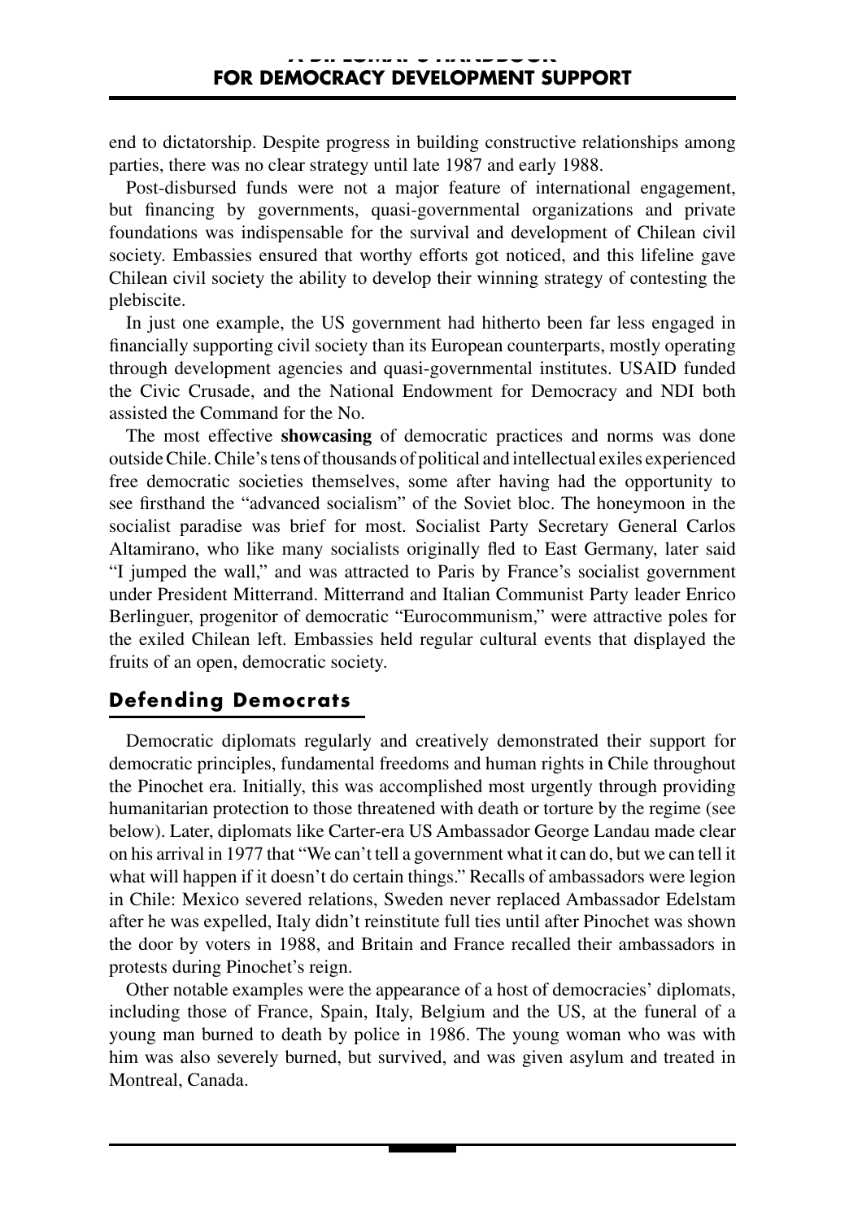end to dictatorship. Despite progress in building constructive relationships among parties, there was no clear strategy until late 1987 and early 1988.

Post-disbursed funds were not a major feature of international engagement, but financing by governments, quasi-governmental organizations and private foundations was indispensable for the survival and development of Chilean civil society. Embassies ensured that worthy efforts got noticed, and this lifeline gave Chilean civil society the ability to develop their winning strategy of contesting the plebiscite.

In just one example, the US government had hitherto been far less engaged in financially supporting civil society than its European counterparts, mostly operating through development agencies and quasi-governmental institutes. USAID funded the Civic Crusade, and the National Endowment for Democracy and NDI both assisted the Command for the No.

The most effective **showcasing** of democratic practices and norms was done outside Chile. Chile's tens of thousands of political and intellectual exiles experienced free democratic societies themselves, some after having had the opportunity to see firsthand the "advanced socialism" of the Soviet bloc. The honeymoon in the socialist paradise was brief for most. Socialist Party Secretary General Carlos Altamirano, who like many socialists originally fled to East Germany, later said "I jumped the wall," and was attracted to Paris by France's socialist government under President Mitterrand. Mitterrand and Italian Communist Party leader Enrico Berlinguer, progenitor of democratic "Eurocommunism," were attractive poles for the exiled Chilean left. Embassies held regular cultural events that displayed the fruits of an open, democratic society.

## Defending Democrats

Democratic diplomats regularly and creatively demonstrated their support for democratic principles, fundamental freedoms and human rights in Chile throughout the Pinochet era. Initially, this was accomplished most urgently through providing humanitarian protection to those threatened with death or torture by the regime (see below). Later, diplomats like Carter-era US Ambassador George Landau made clear on his arrival in 1977 that "We can't tell a government what it can do, but we can tell it what will happen if it doesn't do certain things." Recalls of ambassadors were legion in Chile: Mexico severed relations, Sweden never replaced Ambassador Edelstam after he was expelled, Italy didn't reinstitute full ties until after Pinochet was shown the door by voters in 1988, and Britain and France recalled their ambassadors in protests during Pinochet's reign.

Other notable examples were the appearance of a host of democracies' diplomats, including those of France, Spain, Italy, Belgium and the US, at the funeral of a young man burned to death by police in 1986. The young woman who was with him was also severely burned, but survived, and was given asylum and treated in Montreal, Canada.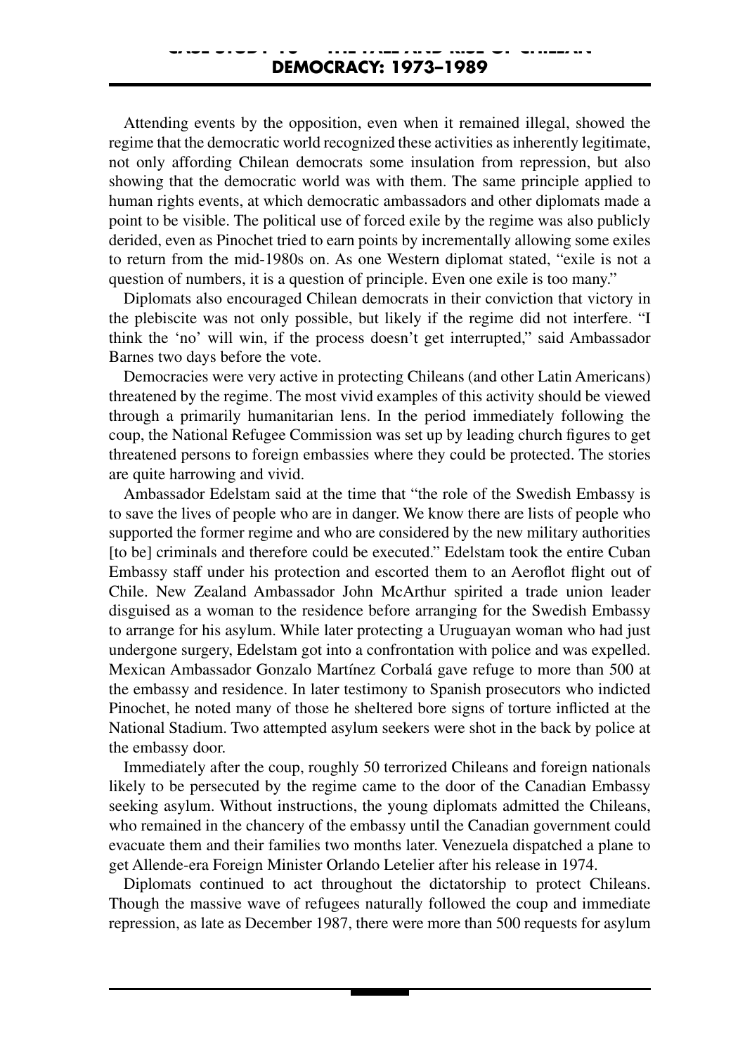Attending events by the opposition, even when it remained illegal, showed the regime that the democratic world recognized these activities as inherently legitimate, not only affording Chilean democrats some insulation from repression, but also showing that the democratic world was with them. The same principle applied to human rights events, at which democratic ambassadors and other diplomats made a point to be visible. The political use of forced exile by the regime was also publicly derided, even as Pinochet tried to earn points by incrementally allowing some exiles to return from the mid-1980s on. As one Western diplomat stated, "exile is not a question of numbers, it is a question of principle. Even one exile is too many."

Diplomats also encouraged Chilean democrats in their conviction that victory in the plebiscite was not only possible, but likely if the regime did not interfere. "I think the 'no' will win, if the process doesn't get interrupted," said Ambassador Barnes two days before the vote.

Democracies were very active in protecting Chileans (and other Latin Americans) threatened by the regime. The most vivid examples of this activity should be viewed through a primarily humanitarian lens. In the period immediately following the coup, the National Refugee Commission was set up by leading church figures to get threatened persons to foreign embassies where they could be protected. The stories are quite harrowing and vivid.

Ambassador Edelstam said at the time that "the role of the Swedish Embassy is to save the lives of people who are in danger. We know there are lists of people who supported the former regime and who are considered by the new military authorities [to be] criminals and therefore could be executed." Edelstam took the entire Cuban Embassy staff under his protection and escorted them to an Aeroflot flight out of Chile. New Zealand Ambassador John McArthur spirited a trade union leader disguised as a woman to the residence before arranging for the Swedish Embassy to arrange for his asylum. While later protecting a Uruguayan woman who had just undergone surgery, Edelstam got into a confrontation with police and was expelled. Mexican Ambassador Gonzalo Martínez Corbalá gave refuge to more than 500 at the embassy and residence. In later testimony to Spanish prosecutors who indicted Pinochet, he noted many of those he sheltered bore signs of torture inflicted at the National Stadium. Two attempted asylum seekers were shot in the back by police at the embassy door.

Immediately after the coup, roughly 50 terrorized Chileans and foreign nationals likely to be persecuted by the regime came to the door of the Canadian Embassy seeking asylum. Without instructions, the young diplomats admitted the Chileans, who remained in the chancery of the embassy until the Canadian government could evacuate them and their families two months later. Venezuela dispatched a plane to get Allende-era Foreign Minister Orlando Letelier after his release in 1974.

Diplomats continued to act throughout the dictatorship to protect Chileans. Though the massive wave of refugees naturally followed the coup and immediate repression, as late as December 1987, there were more than 500 requests for asylum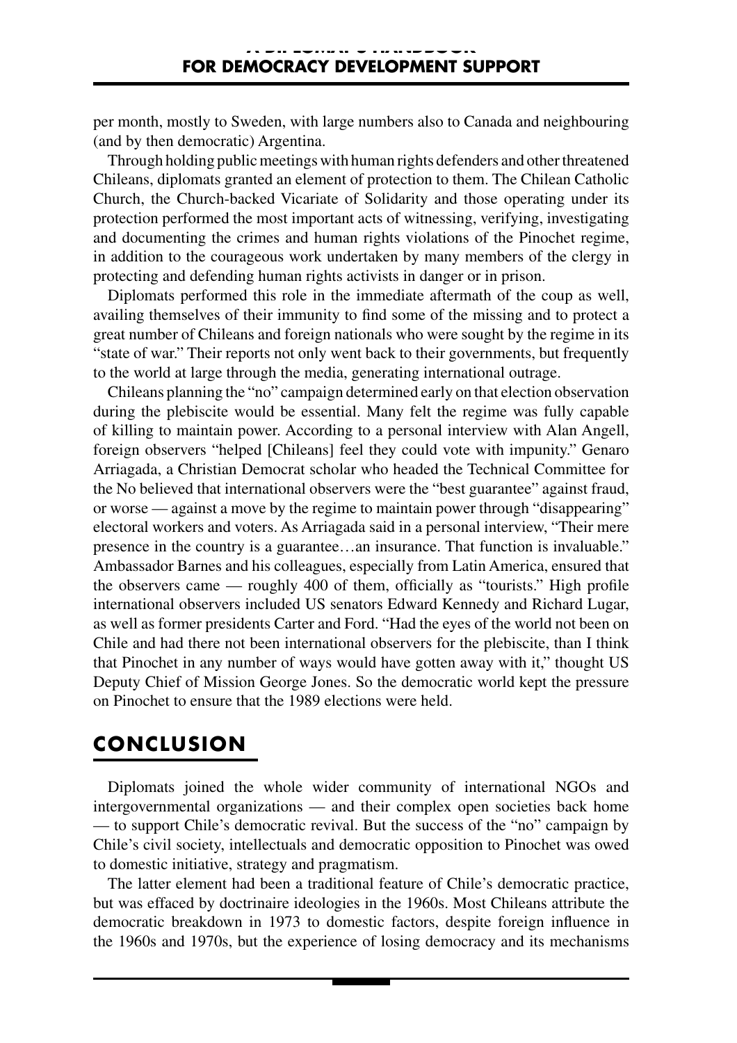per month, mostly to Sweden, with large numbers also to Canada and neighbouring (and by then democratic) Argentina.

Through holding public meetings with human rights defenders and other threatened Chileans, diplomats granted an element of protection to them. The Chilean Catholic Church, the Church-backed Vicariate of Solidarity and those operating under its protection performed the most important acts of witnessing, verifying, investigating and documenting the crimes and human rights violations of the Pinochet regime, in addition to the courageous work undertaken by many members of the clergy in protecting and defending human rights activists in danger or in prison.

Diplomats performed this role in the immediate aftermath of the coup as well, availing themselves of their immunity to find some of the missing and to protect a great number of Chileans and foreign nationals who were sought by the regime in its "state of war." Their reports not only went back to their governments, but frequently to the world at large through the media, generating international outrage.

Chileans planning the "no" campaign determined early on that election observation during the plebiscite would be essential. Many felt the regime was fully capable of killing to maintain power. According to a personal interview with Alan Angell, foreign observers "helped [Chileans] feel they could vote with impunity." Genaro Arriagada, a Christian Democrat scholar who headed the Technical Committee for the No believed that international observers were the "best guarantee" against fraud, or worse — against a move by the regime to maintain power through "disappearing" electoral workers and voters. As Arriagada said in a personal interview, "Their mere presence in the country is a guarantee…an insurance. That function is invaluable." Ambassador Barnes and his colleagues, especially from Latin America, ensured that the observers came — roughly 400 of them, officially as "tourists." High profile international observers included US senators Edward Kennedy and Richard Lugar, as well as former presidents Carter and Ford. "Had the eyes of the world not been on Chile and had there not been international observers for the plebiscite, than I think that Pinochet in any number of ways would have gotten away with it," thought US Deputy Chief of Mission George Jones. So the democratic world kept the pressure on Pinochet to ensure that the 1989 elections were held.

## CONCLUSION

Diplomats joined the whole wider community of international NGOs and intergovernmental organizations — and their complex open societies back home — to support Chile's democratic revival. But the success of the "no" campaign by Chile's civil society, intellectuals and democratic opposition to Pinochet was owed to domestic initiative, strategy and pragmatism.

The latter element had been a traditional feature of Chile's democratic practice, but was effaced by doctrinaire ideologies in the 1960s. Most Chileans attribute the democratic breakdown in 1973 to domestic factors, despite foreign influence in the 1960s and 1970s, but the experience of losing democracy and its mechanisms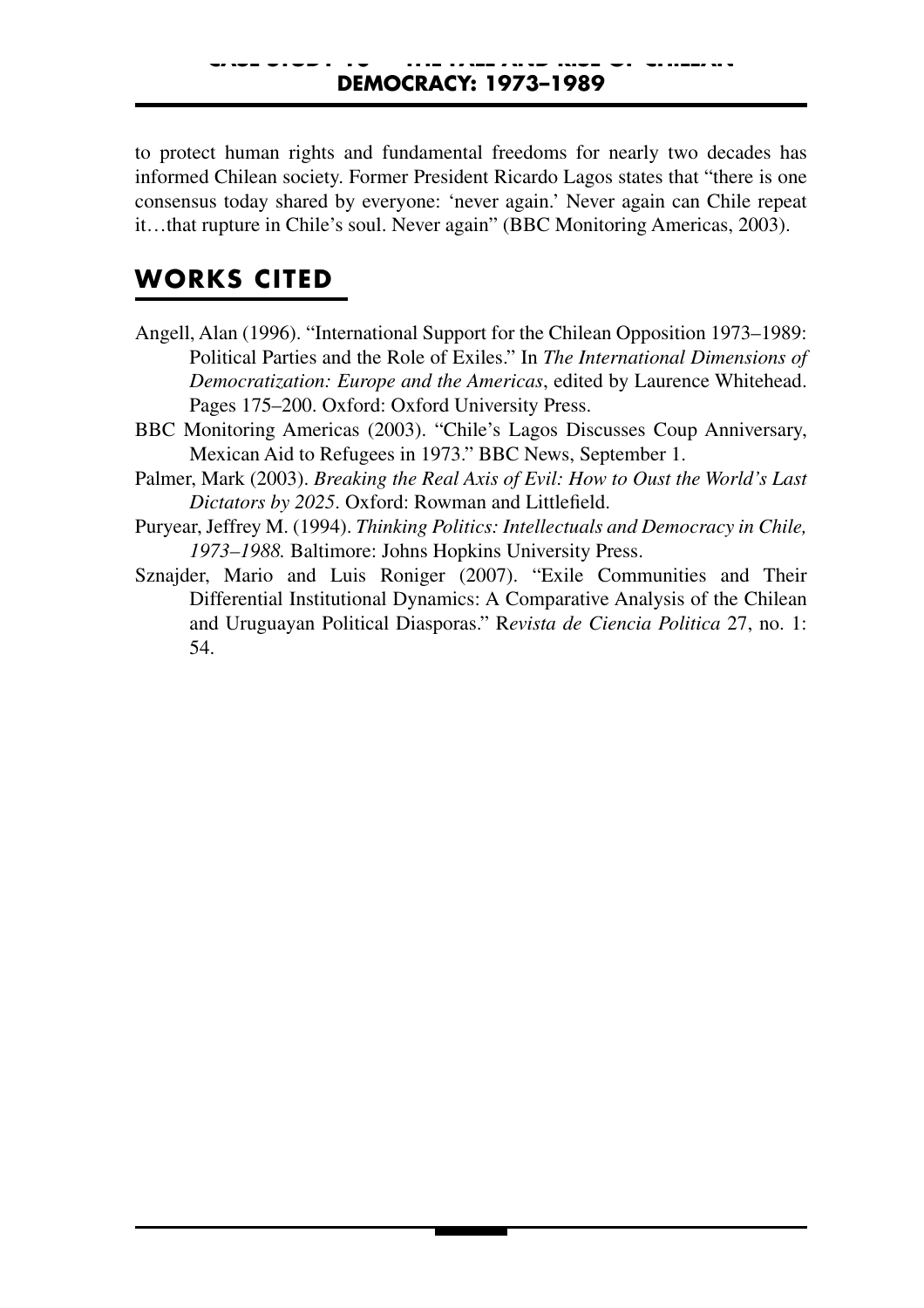to protect human rights and fundamental freedoms for nearly two decades has informed Chilean society. Former President Ricardo Lagos states that "there is one consensus today shared by everyone: 'never again.' Never again can Chile repeat it…that rupture in Chile's soul. Never again" (BBC Monitoring Americas, 2003).

## WORKS CITED

Angell, Alan (1996). "International Support for the Chilean Opposition 1973–1989: Political Parties and the Role of Exiles." In *The International Dimensions of Democratization: Europe and the Americas*, edited by Laurence Whitehead. Pages 175–200. Oxford: Oxford University Press.

BBC Monitoring Americas (2003). "Chile's Lagos Discusses Coup Anniversary, Mexican Aid to Refugees in 1973." BBC News, September 1.

Palmer, Mark (2003). *Breaking the Real Axis of Evil: How to Oust the World's Last Dictators by 2025*. Oxford: Rowman and Littlefield.

Puryear, Jeffrey M. (1994). *Thinking Politics: Intellectuals and Democracy in Chile, 1973–1988.* Baltimore: Johns Hopkins University Press.

Sznajder, Mario and Luis Roniger (2007). "Exile Communities and Their Differential Institutional Dynamics: A Comparative Analysis of the Chilean and Uruguayan Political Diasporas." R*evista de Ciencia Politica* 27, no. 1: 54.